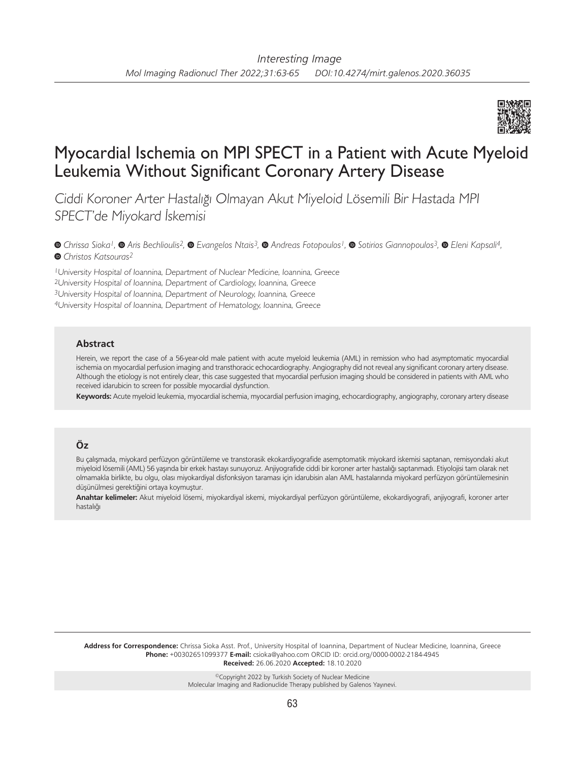Interesting Image

# Myocardial Ischemia on MPI SPECT in a Patient with Acute Myeloid Leukemia Without Significant Coronary Artery Disease

*Ciddi Koroner Arter Hastalığı Olmayan Akut Miyeloid Lösemili Bir Hastada MPI SPECT'de Miyokard İskemisi*

*Chrissa Sioka[1], Aris Bechlioulis[2], Evangelos Ntais[3], Andreas Fotopoulos[1], Sotirios Giannopoulos[3], Eleni Kapsali[4], Christos Katsouras[2]*

[1]University Hospital of Ioannina, Department of Nuclear Medicine, Ioannina, Greece
[2]University Hospital of Ioannina, Department of Cardiology, Ioannina, Greece
[3]University Hospital of Ioannina, Department of Neurology, Ioannina, Greece
[4]University Hospital of Ioannina, Department of Hematology, Ioannina, Greece

### Abstract

Herein, we report the case of a 56-year-old male patient with acute myeloid leukemia (AML) in remission who had asymptomatic myocardial ischemia on myocardial perfusion imaging and transthoracic echocardiography. Angiography did not reveal any significant coronary artery disease. Although the etiology is not entirely clear, this case suggested that myocardial perfusion imaging should be considered in patients with AML who received idarubicin to screen for possible myocardial dysfunction.

**Keywords:** Acute myeloid leukemia, myocardial ischemia, myocardial perfusion imaging, echocardiography, angiography, coronary artery disease

### Öz

Bu çalışmada, miyokard perfüzyon görüntüleme ve transtorasik ekokardiyografide asemptomatik miyokard iskemisi saptanan, remisyondaki akut miyeloid lösemili (AML) 56 yaşında bir erkek hastayı sunuyoruz. Anjiyografide ciddi bir koroner arter hastalığı saptanmadı. Etiyolojisi tam olarak net olmamakla birlikte, bu olgu, olası miyokardiyal disfonksiyon taraması için idarubisin alan AML hastalarında miyokard perfüzyon görüntülemesinin düşünülmesi gerektiğini ortaya koymuştur.

**Anahtar kelimeler:** Akut miyeloid lösemi, miyokardiyal iskemi, miyokardiyal perfüzyon görüntüleme, ekokardiyografi, anjiyografi, koroner arter hastalığı

**Address for Correspondence:** Chrissa Sioka Asst. Prof., University Hospital of Ioannina, Department of Nuclear Medicine, Ioannina, Greece
**Phone:** +00302651099377 **E-mail:** csioka@yahoo.com ORCID ID: orcid.org/0000-0002-2184-4945
**Received:** 26.06.2020 **Accepted:** 18.10.2020

©Copyright 2022 by Turkish Society of Nuclear Medicine
Molecular Imaging and Radionuclide Therapy published by Galenos Yayınevi.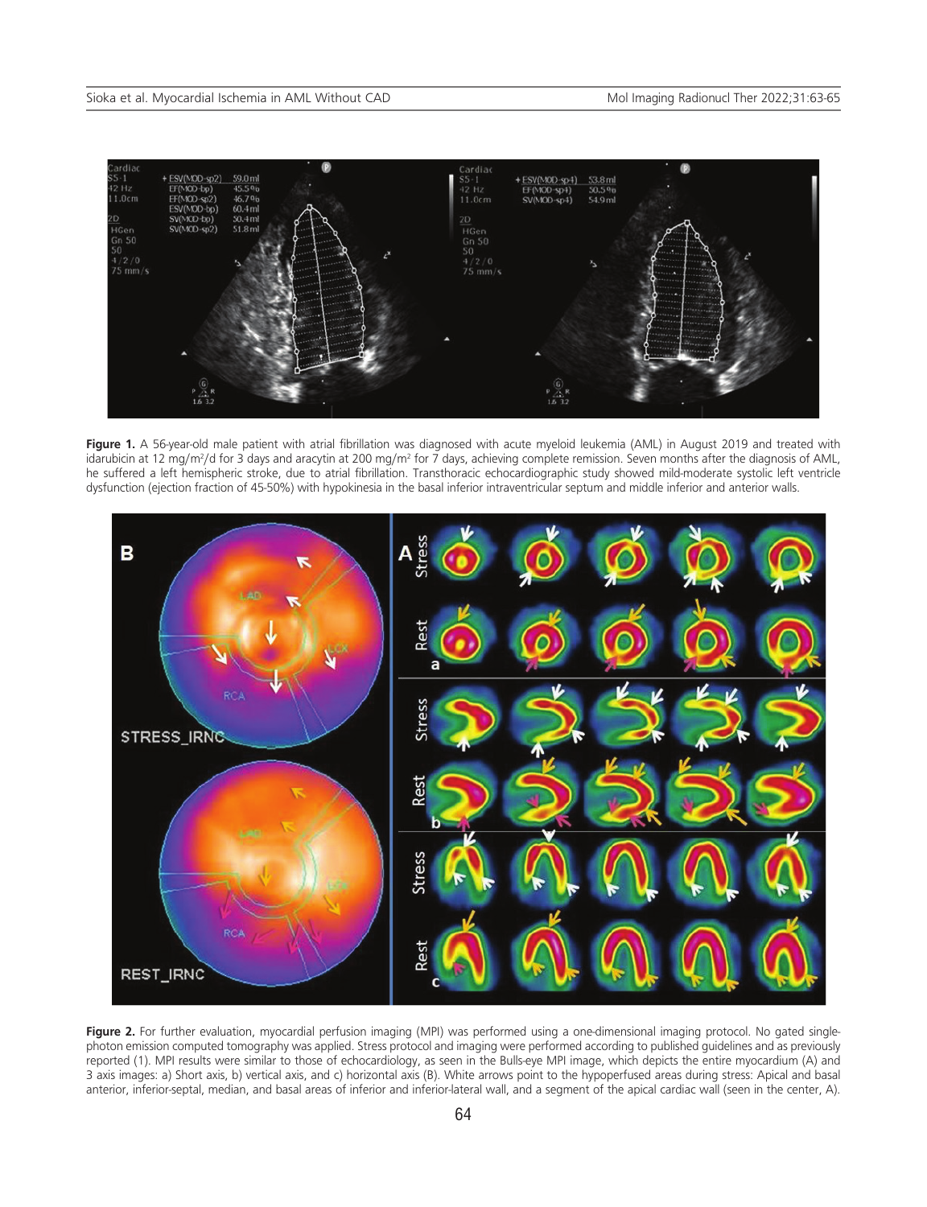**Figure 1.** A 56-year-old male patient with atrial fibrillation was diagnosed with acute myeloid leukemia (AML) in August 2019 and treated with idarubicin at 12 mg/m$^2$/d for 3 days and aracytin at 200 mg/m$^2$ for 7 days, achieving complete remission. Seven months after the diagnosis of AML, he suffered a left hemispheric stroke, due to atrial fibrillation. Transthoracic echocardiographic study showed mild-moderate systolic left ventricle dysfunction (ejection fraction of 45-50%) with hypokinesia in the basal inferior intraventricular septum and middle inferior and anterior walls.

**Figure 2.** For further evaluation, myocardial perfusion imaging (MPI) was performed using a one-dimensional imaging protocol. No gated single-photon emission computed tomography was applied. Stress protocol and imaging were performed according to published guidelines and as previously reported (1). MPI results were similar to those of echocardiology, as seen in the Bulls-eye MPI image, which depicts the entire myocardium (A) and 3 axis images: a) Short axis, b) vertical axis, and c) horizontal axis (B). White arrows point to the hypoperfused areas during stress: Apical and basal anterior, inferior-septal, median, and basal areas of inferior and inferior-lateral wall, and a segment of the apical cardiac wall (seen in the center, A).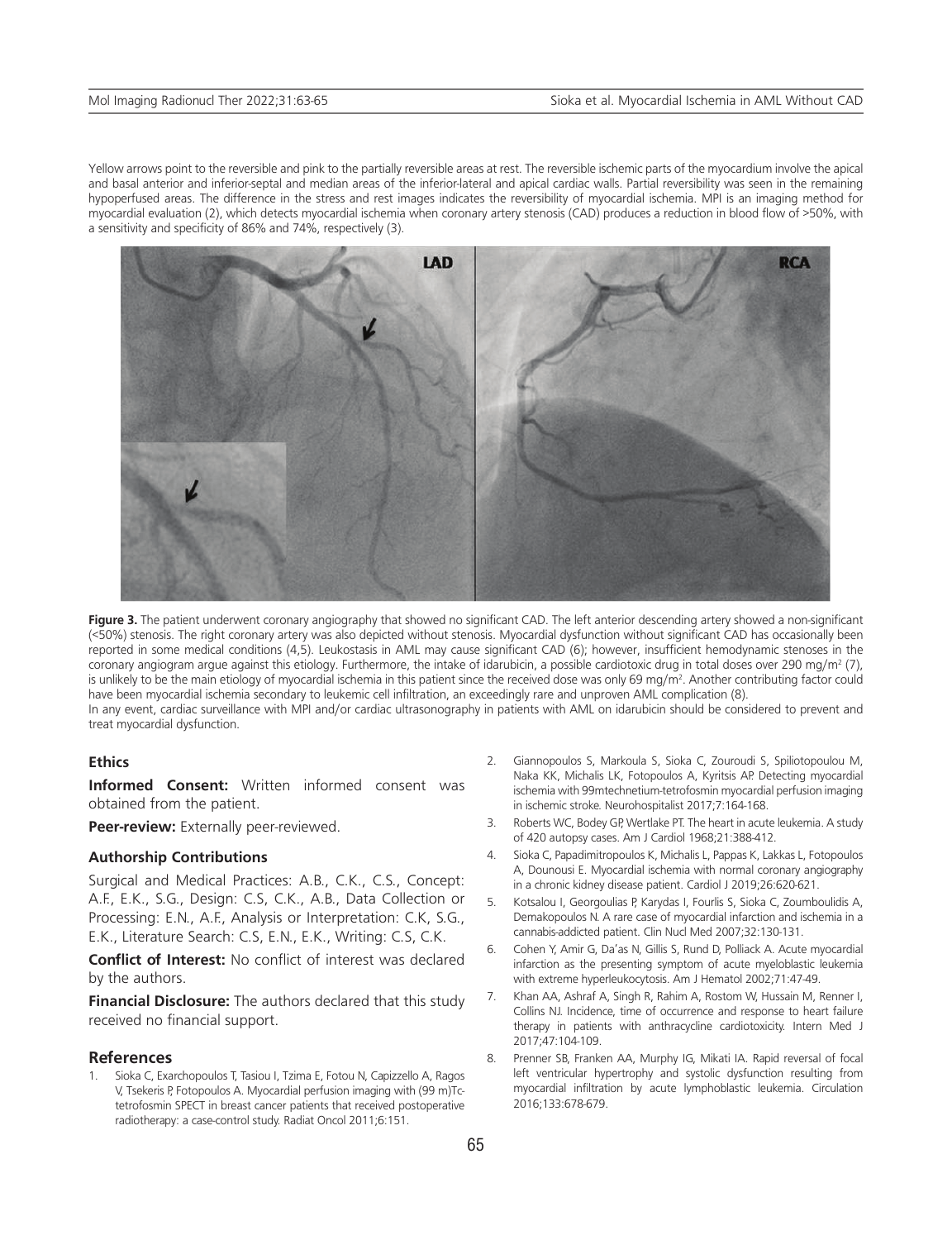Yellow arrows point to the reversible and pink to the partially reversible areas at rest. The reversible ischemic parts of the myocardium involve the apical and basal anterior and inferior-septal and median areas of the inferior-lateral and apical cardiac walls. Partial reversibility was seen in the remaining hypoperfused areas. The difference in the stress and rest images indicates the reversibility of myocardial ischemia. MPI is an imaging method for myocardial evaluation (2), which detects myocardial ischemia when coronary artery stenosis (CAD) produces a reduction in blood flow of >50%, with a sensitivity and specificity of 86% and 74%, respectively (3).

LAD

RCA

**Figure 3.** The patient underwent coronary angiography that showed no significant CAD. The left anterior descending artery showed a non-significant (<50%) stenosis. The right coronary artery was also depicted without stenosis. Myocardial dysfunction without significant CAD has occasionally been reported in some medical conditions (4,5). Leukostasis in AML may cause significant CAD (6); however, insufficient hemodynamic stenoses in the coronary angiogram argue against this etiology. Furthermore, the intake of idarubicin, a possible cardiotoxic drug in total doses over 290 mg/m$^2$ (7), is unlikely to be the main etiology of myocardial ischemia in this patient since the received dose was only 69 mg/m$^2$. Another contributing factor could have been myocardial ischemia secondary to leukemic cell infiltration, an exceedingly rare and unproven AML complication (8).
In any event, cardiac surveillance with MPI and/or cardiac ultrasonography in patients with AML on idarubicin should be considered to prevent and treat myocardial dysfunction.

### Ethics

**Informed Consent:** Written informed consent was obtained from the patient.

**Peer-review:** Externally peer-reviewed.

### Authorship Contributions

Surgical and Medical Practices: A.B., C.K., C.S., Concept: A.F., E.K., S.G., Design: C.S, C.K., A.B., Data Collection or Processing: E.N., A.F., Analysis or Interpretation: C.K, S.G., E.K., Literature Search: C.S, E.N., E.K., Writing: C.S, C.K.

**Conflict of Interest:** No conflict of interest was declared by the authors.

**Financial Disclosure:** The authors declared that this study received no financial support.

## References

1. Sioka C, Exarchopoulos T, Tasiou I, Tzima E, Fotou N, Capizzello A, Ragos V, Tsekeris P, Fotopoulos A. Myocardial perfusion imaging with (99 m)Tc-tetrofosmin SPECT in breast cancer patients that received postoperative radiotherapy: a case-control study. Radiat Oncol 2011;6:151.
2. Giannopoulos S, Markoula S, Sioka C, Zouroudi S, Spiliotopoulou M, Naka KK, Michalis LK, Fotopoulos A, Kyritsis AP. Detecting myocardial ischemia with 99mtechnetium-tetrofosmin myocardial perfusion imaging in ischemic stroke. Neurohospitalist 2017;7:164-168.
3. Roberts WC, Bodey GP, Wertlake PT. The heart in acute leukemia. A study of 420 autopsy cases. Am J Cardiol 1968;21:388-412.
4. Sioka C, Papadimitropoulos K, Michalis L, Pappas K, Lakkas L, Fotopoulos A, Dounousi E. Myocardial ischemia with normal coronary angiography in a chronic kidney disease patient. Cardiol J 2019;26:620-621.
5. Kotsalou I, Georgoulias P, Karydas I, Fourlis S, Sioka C, Zoumboulidis A, Demakopoulos N. A rare case of myocardial infarction and ischemia in a cannabis-addicted patient. Clin Nucl Med 2007;32:130-131.
6. Cohen Y, Amir G, Da'as N, Gillis S, Rund D, Polliack A. Acute myocardial infarction as the presenting symptom of acute myeloblastic leukemia with extreme hyperleukocytosis. Am J Hematol 2002;71:47-49.
7. Khan AA, Ashraf A, Singh R, Rahim A, Rostom W, Hussain M, Renner I, Collins NJ. Incidence, time of occurrence and response to heart failure therapy in patients with anthracycline cardiotoxicity. Intern Med J 2017;47:104-109.
8. Prenner SB, Franken AA, Murphy IG, Mikati IA. Rapid reversal of focal left ventricular hypertrophy and systolic dysfunction resulting from myocardial infiltration by acute lymphoblastic leukemia. Circulation 2016;133:678-679.